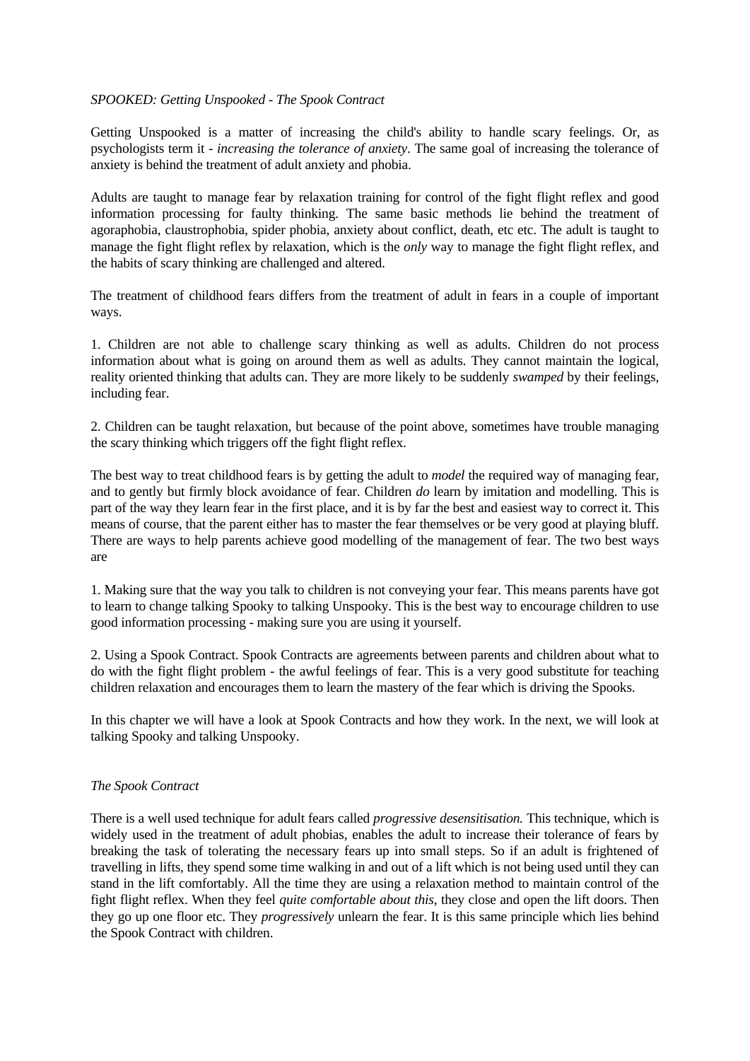*SPOOKED: Getting Unspooked - The Spook Contract*

Getting Unspooked is a matter of increasing the child's ability to handle scary feelings. Or, as psychologists term it - *increasing the tolerance of anxiety*. The same goal of increasing the tolerance of anxiety is behind the treatment of adult anxiety and phobia.

Adults are taught to manage fear by relaxation training for control of the fight flight reflex and good information processing for faulty thinking. The same basic methods lie behind the treatment of agoraphobia, claustrophobia, spider phobia, anxiety about conflict, death, etc etc. The adult is taught to manage the fight flight reflex by relaxation, which is the *only* way to manage the fight flight reflex, and the habits of scary thinking are challenged and altered.

The treatment of childhood fears differs from the treatment of adult in fears in a couple of important ways.

1. Children are not able to challenge scary thinking as well as adults. Children do not process information about what is going on around them as well as adults. They cannot maintain the logical, reality oriented thinking that adults can. They are more likely to be suddenly *swamped* by their feelings, including fear.

2. Children can be taught relaxation, but because of the point above, sometimes have trouble managing the scary thinking which triggers off the fight flight reflex.

The best way to treat childhood fears is by getting the adult to *model* the required way of managing fear, and to gently but firmly block avoidance of fear. Children *do* learn by imitation and modelling. This is part of the way they learn fear in the first place, and it is by far the best and easiest way to correct it. This means of course, that the parent either has to master the fear themselves or be very good at playing bluff. There are ways to help parents achieve good modelling of the management of fear. The two best ways are

1. Making sure that the way you talk to children is not conveying your fear. This means parents have got to learn to change talking Spooky to talking Unspooky. This is the best way to encourage children to use good information processing - making sure you are using it yourself.

2. Using a Spook Contract. Spook Contracts are agreements between parents and children about what to do with the fight flight problem - the awful feelings of fear. This is a very good substitute for teaching children relaxation and encourages them to learn the mastery of the fear which is driving the Spooks.

In this chapter we will have a look at Spook Contracts and how they work. In the next, we will look at talking Spooky and talking Unspooky.

*The Spook Contract*

There is a well used technique for adult fears called *progressive desensitisation.* This technique, which is widely used in the treatment of adult phobias, enables the adult to increase their tolerance of fears by breaking the task of tolerating the necessary fears up into small steps. So if an adult is frightened of travelling in lifts, they spend some time walking in and out of a lift which is not being used until they can stand in the lift comfortably. All the time they are using a relaxation method to maintain control of the fight flight reflex. When they feel *quite comfortable about this*, they close and open the lift doors. Then they go up one floor etc. They *progressively* unlearn the fear. It is this same principle which lies behind the Spook Contract with children.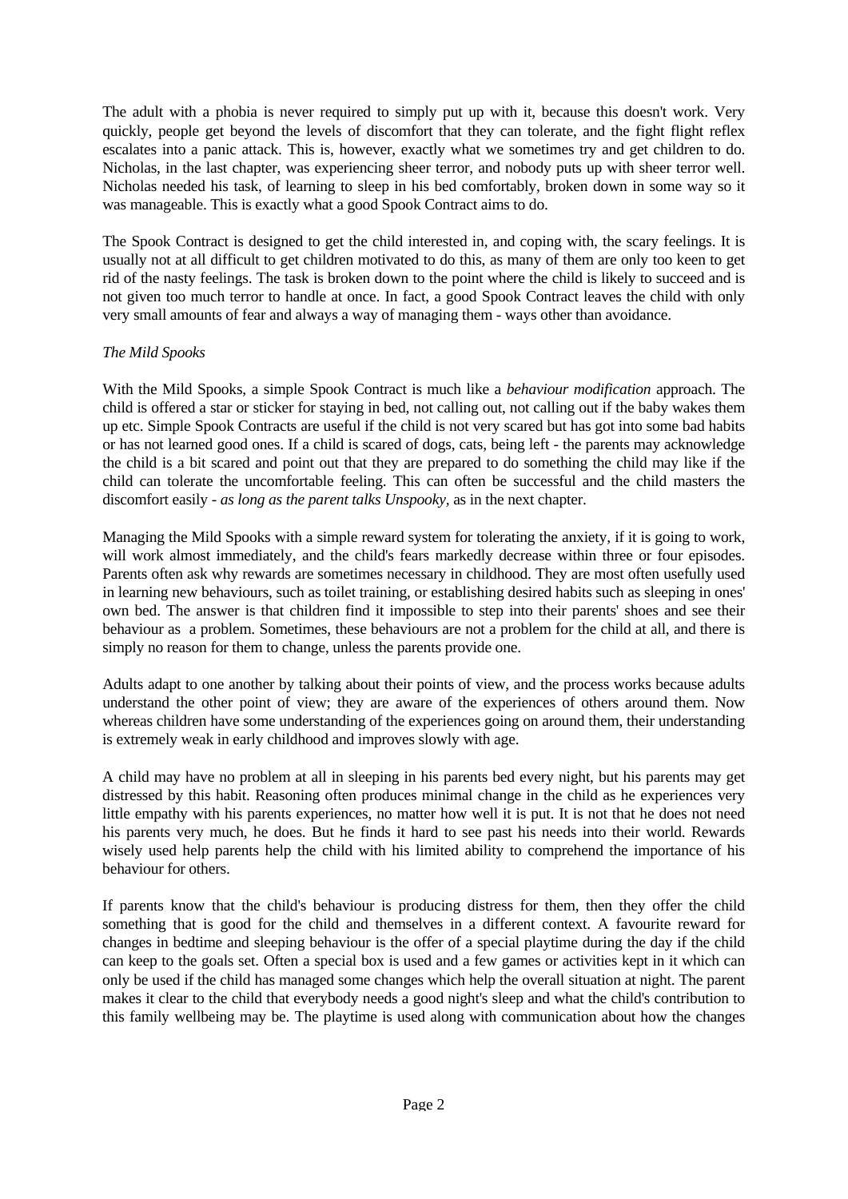The adult with a phobia is never required to simply put up with it, because this doesn't work. Very quickly, people get beyond the levels of discomfort that they can tolerate, and the fight flight reflex escalates into a panic attack. This is, however, exactly what we sometimes try and get children to do. Nicholas, in the last chapter, was experiencing sheer terror, and nobody puts up with sheer terror well. Nicholas needed his task, of learning to sleep in his bed comfortably, broken down in some way so it was manageable. This is exactly what a good Spook Contract aims to do.

The Spook Contract is designed to get the child interested in, and coping with, the scary feelings. It is usually not at all difficult to get children motivated to do this, as many of them are only too keen to get rid of the nasty feelings. The task is broken down to the point where the child is likely to succeed and is not given too much terror to handle at once. In fact, a good Spook Contract leaves the child with only very small amounts of fear and always a way of managing them - ways other than avoidance.

*The Mild Spooks*

With the Mild Spooks, a simple Spook Contract is much like a *behaviour modification* approach. The child is offered a star or sticker for staying in bed, not calling out, not calling out if the baby wakes them up etc. Simple Spook Contracts are useful if the child is not very scared but has got into some bad habits or has not learned good ones. If a child is scared of dogs, cats, being left - the parents may acknowledge the child is a bit scared and point out that they are prepared to do something the child may like if the child can tolerate the uncomfortable feeling. This can often be successful and the child masters the discomfort easily - *as long as the parent talks Unspooky*, as in the next chapter.

Managing the Mild Spooks with a simple reward system for tolerating the anxiety, if it is going to work, will work almost immediately, and the child's fears markedly decrease within three or four episodes. Parents often ask why rewards are sometimes necessary in childhood. They are most often usefully used in learning new behaviours, such as toilet training, or establishing desired habits such as sleeping in ones' own bed. The answer is that children find it impossible to step into their parents' shoes and see their behaviour as a problem. Sometimes, these behaviours are not a problem for the child at all, and there is simply no reason for them to change, unless the parents provide one.

Adults adapt to one another by talking about their points of view, and the process works because adults understand the other point of view; they are aware of the experiences of others around them. Now whereas children have some understanding of the experiences going on around them, their understanding is extremely weak in early childhood and improves slowly with age.

A child may have no problem at all in sleeping in his parents bed every night, but his parents may get distressed by this habit. Reasoning often produces minimal change in the child as he experiences very little empathy with his parents experiences, no matter how well it is put. It is not that he does not need his parents very much, he does. But he finds it hard to see past his needs into their world. Rewards wisely used help parents help the child with his limited ability to comprehend the importance of his behaviour for others.

If parents know that the child's behaviour is producing distress for them, then they offer the child something that is good for the child and themselves in a different context. A favourite reward for changes in bedtime and sleeping behaviour is the offer of a special playtime during the day if the child can keep to the goals set. Often a special box is used and a few games or activities kept in it which can only be used if the child has managed some changes which help the overall situation at night. The parent makes it clear to the child that everybody needs a good night's sleep and what the child's contribution to this family wellbeing may be. The playtime is used along with communication about how the changes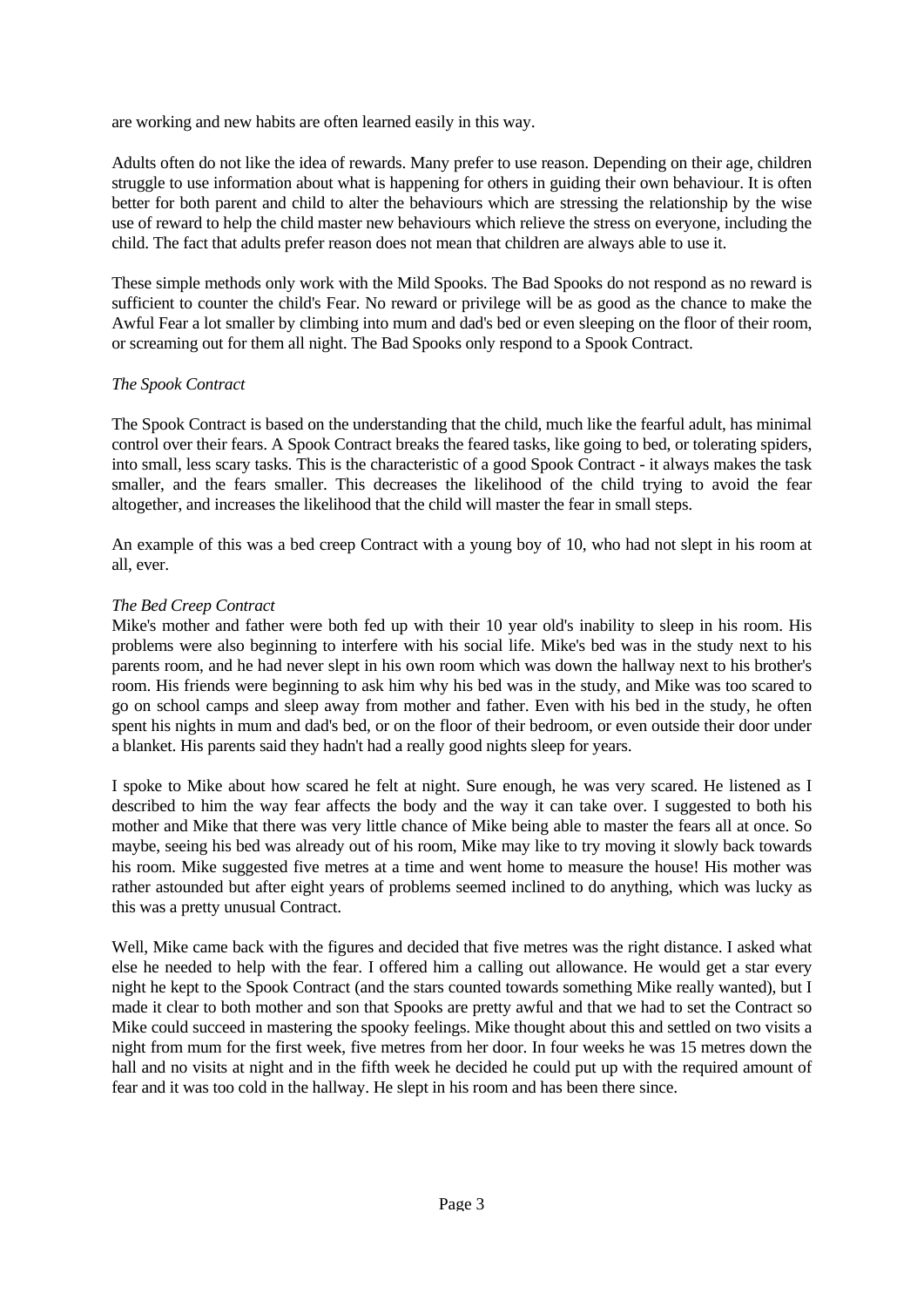are working and new habits are often learned easily in this way.

Adults often do not like the idea of rewards. Many prefer to use reason. Depending on their age, children struggle to use information about what is happening for others in guiding their own behaviour. It is often better for both parent and child to alter the behaviours which are stressing the relationship by the wise use of reward to help the child master new behaviours which relieve the stress on everyone, including the child. The fact that adults prefer reason does not mean that children are always able to use it.

These simple methods only work with the Mild Spooks. The Bad Spooks do not respond as no reward is sufficient to counter the child's Fear. No reward or privilege will be as good as the chance to make the Awful Fear a lot smaller by climbing into mum and dad's bed or even sleeping on the floor of their room, or screaming out for them all night. The Bad Spooks only respond to a Spook Contract.

*The Spook Contract*

The Spook Contract is based on the understanding that the child, much like the fearful adult, has minimal control over their fears. A Spook Contract breaks the feared tasks, like going to bed, or tolerating spiders, into small, less scary tasks. This is the characteristic of a good Spook Contract - it always makes the task smaller, and the fears smaller. This decreases the likelihood of the child trying to avoid the fear altogether, and increases the likelihood that the child will master the fear in small steps.

An example of this was a bed creep Contract with a young boy of 10, who had not slept in his room at all, ever.

*The Bed Creep Contract*

Mike's mother and father were both fed up with their 10 year old's inability to sleep in his room. His problems were also beginning to interfere with his social life. Mike's bed was in the study next to his parents room, and he had never slept in his own room which was down the hallway next to his brother's room. His friends were beginning to ask him why his bed was in the study, and Mike was too scared to go on school camps and sleep away from mother and father. Even with his bed in the study, he often spent his nights in mum and dad's bed, or on the floor of their bedroom, or even outside their door under a blanket. His parents said they hadn't had a really good nights sleep for years.

I spoke to Mike about how scared he felt at night. Sure enough, he was very scared. He listened as I described to him the way fear affects the body and the way it can take over. I suggested to both his mother and Mike that there was very little chance of Mike being able to master the fears all at once. So maybe, seeing his bed was already out of his room, Mike may like to try moving it slowly back towards his room. Mike suggested five metres at a time and went home to measure the house! His mother was rather astounded but after eight years of problems seemed inclined to do anything, which was lucky as this was a pretty unusual Contract.

Well, Mike came back with the figures and decided that five metres was the right distance. I asked what else he needed to help with the fear. I offered him a calling out allowance. He would get a star every night he kept to the Spook Contract (and the stars counted towards something Mike really wanted), but I made it clear to both mother and son that Spooks are pretty awful and that we had to set the Contract so Mike could succeed in mastering the spooky feelings. Mike thought about this and settled on two visits a night from mum for the first week, five metres from her door. In four weeks he was 15 metres down the hall and no visits at night and in the fifth week he decided he could put up with the required amount of fear and it was too cold in the hallway. He slept in his room and has been there since.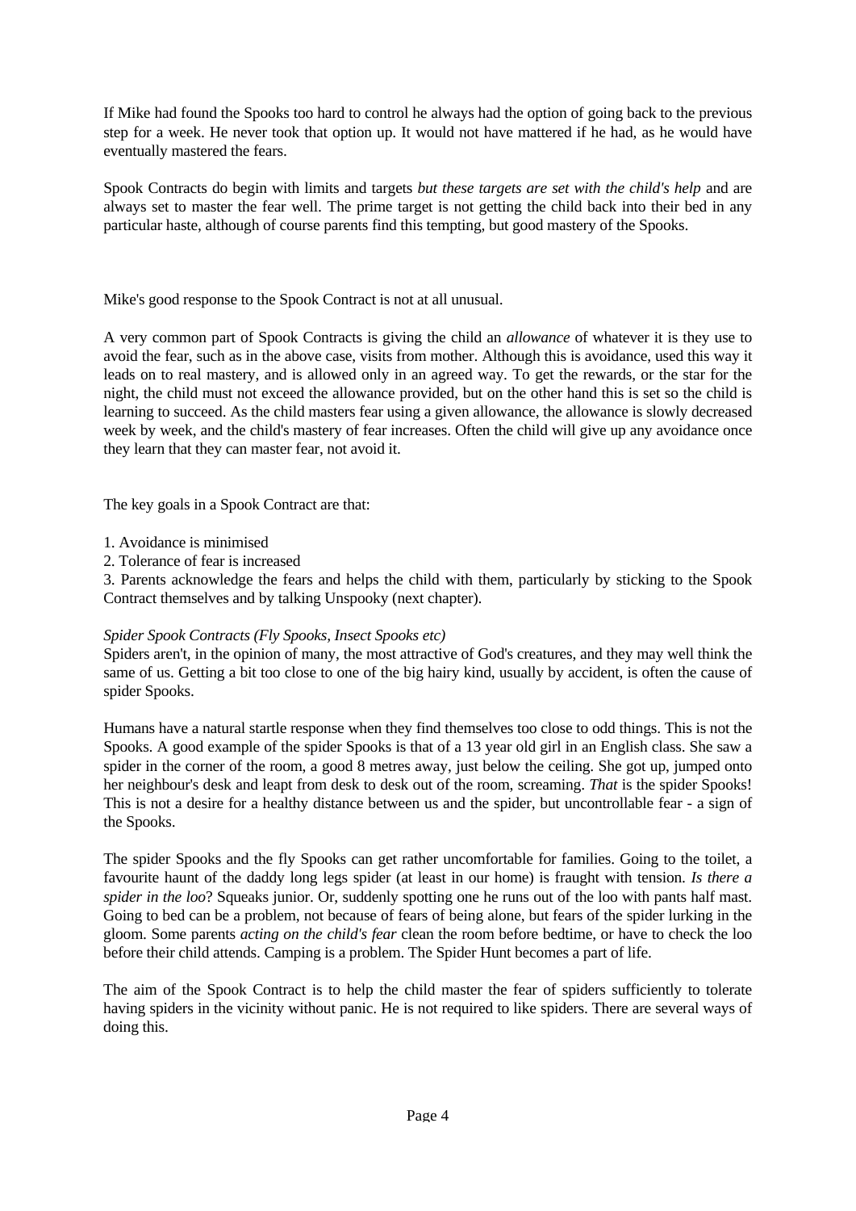If Mike had found the Spooks too hard to control he always had the option of going back to the previous step for a week. He never took that option up. It would not have mattered if he had, as he would have eventually mastered the fears.

Spook Contracts do begin with limits and targets *but these targets are set with the child's help* and are always set to master the fear well. The prime target is not getting the child back into their bed in any particular haste, although of course parents find this tempting, but good mastery of the Spooks.

Mike's good response to the Spook Contract is not at all unusual.

A very common part of Spook Contracts is giving the child an *allowance* of whatever it is they use to avoid the fear, such as in the above case, visits from mother. Although this is avoidance, used this way it leads on to real mastery, and is allowed only in an agreed way. To get the rewards, or the star for the night, the child must not exceed the allowance provided, but on the other hand this is set so the child is learning to succeed. As the child masters fear using a given allowance, the allowance is slowly decreased week by week, and the child's mastery of fear increases. Often the child will give up any avoidance once they learn that they can master fear, not avoid it.

The key goals in a Spook Contract are that:

1. Avoidance is minimised
2. Tolerance of fear is increased
3. Parents acknowledge the fears and helps the child with them, particularly by sticking to the Spook Contract themselves and by talking Unspooky (next chapter).

*Spider Spook Contracts (Fly Spooks, Insect Spooks etc)*

Spiders aren't, in the opinion of many, the most attractive of God's creatures, and they may well think the same of us. Getting a bit too close to one of the big hairy kind, usually by accident, is often the cause of spider Spooks.

Humans have a natural startle response when they find themselves too close to odd things. This is not the Spooks. A good example of the spider Spooks is that of a 13 year old girl in an English class. She saw a spider in the corner of the room, a good 8 metres away, just below the ceiling. She got up, jumped onto her neighbour's desk and leapt from desk to desk out of the room, screaming. *That* is the spider Spooks! This is not a desire for a healthy distance between us and the spider, but uncontrollable fear - a sign of the Spooks.

The spider Spooks and the fly Spooks can get rather uncomfortable for families. Going to the toilet, a favourite haunt of the daddy long legs spider (at least in our home) is fraught with tension. *Is there a spider in the loo*? Squeaks junior. Or, suddenly spotting one he runs out of the loo with pants half mast. Going to bed can be a problem, not because of fears of being alone, but fears of the spider lurking in the gloom. Some parents *acting on the child's fear* clean the room before bedtime, or have to check the loo before their child attends. Camping is a problem. The Spider Hunt becomes a part of life.

The aim of the Spook Contract is to help the child master the fear of spiders sufficiently to tolerate having spiders in the vicinity without panic. He is not required to like spiders. There are several ways of doing this.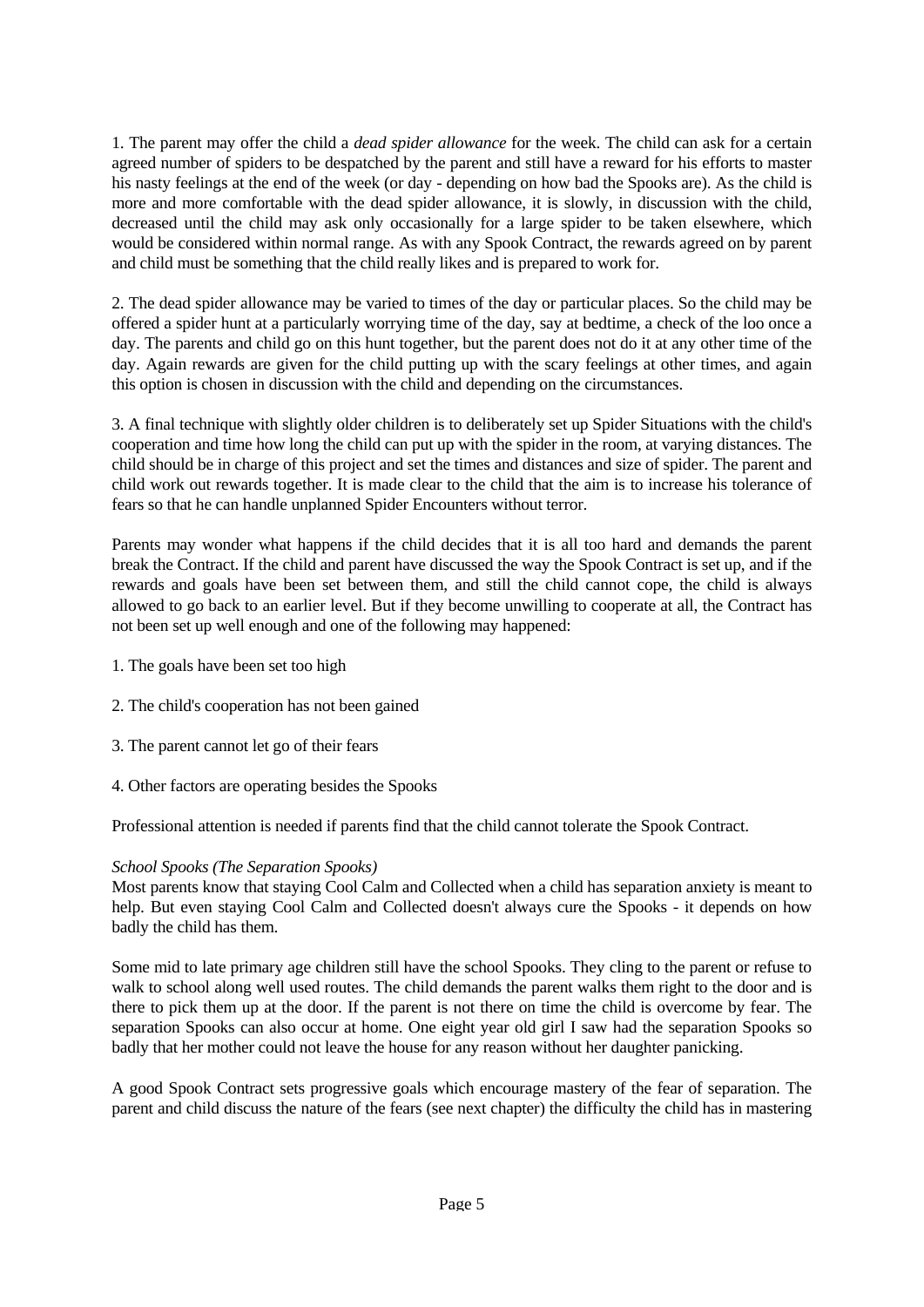1. The parent may offer the child a *dead spider allowance* for the week. The child can ask for a certain agreed number of spiders to be despatched by the parent and still have a reward for his efforts to master his nasty feelings at the end of the week (or day - depending on how bad the Spooks are). As the child is more and more comfortable with the dead spider allowance, it is slowly, in discussion with the child, decreased until the child may ask only occasionally for a large spider to be taken elsewhere, which would be considered within normal range. As with any Spook Contract, the rewards agreed on by parent and child must be something that the child really likes and is prepared to work for.

2. The dead spider allowance may be varied to times of the day or particular places. So the child may be offered a spider hunt at a particularly worrying time of the day, say at bedtime, a check of the loo once a day. The parents and child go on this hunt together, but the parent does not do it at any other time of the day. Again rewards are given for the child putting up with the scary feelings at other times, and again this option is chosen in discussion with the child and depending on the circumstances.

3. A final technique with slightly older children is to deliberately set up Spider Situations with the child's cooperation and time how long the child can put up with the spider in the room, at varying distances. The child should be in charge of this project and set the times and distances and size of spider. The parent and child work out rewards together. It is made clear to the child that the aim is to increase his tolerance of fears so that he can handle unplanned Spider Encounters without terror.

Parents may wonder what happens if the child decides that it is all too hard and demands the parent break the Contract. If the child and parent have discussed the way the Spook Contract is set up, and if the rewards and goals have been set between them, and still the child cannot cope, the child is always allowed to go back to an earlier level. But if they become unwilling to cooperate at all, the Contract has not been set up well enough and one of the following may happened:

1. The goals have been set too high

2. The child's cooperation has not been gained

3. The parent cannot let go of their fears

4. Other factors are operating besides the Spooks

Professional attention is needed if parents find that the child cannot tolerate the Spook Contract.

*School Spooks (The Separation Spooks)*

Most parents know that staying Cool Calm and Collected when a child has separation anxiety is meant to help. But even staying Cool Calm and Collected doesn't always cure the Spooks - it depends on how badly the child has them.

Some mid to late primary age children still have the school Spooks. They cling to the parent or refuse to walk to school along well used routes. The child demands the parent walks them right to the door and is there to pick them up at the door. If the parent is not there on time the child is overcome by fear. The separation Spooks can also occur at home. One eight year old girl I saw had the separation Spooks so badly that her mother could not leave the house for any reason without her daughter panicking.

A good Spook Contract sets progressive goals which encourage mastery of the fear of separation. The parent and child discuss the nature of the fears (see next chapter) the difficulty the child has in mastering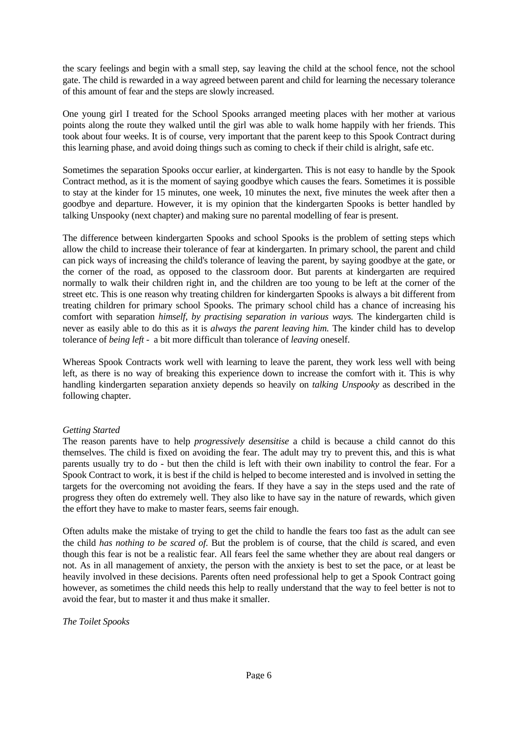the scary feelings and begin with a small step, say leaving the child at the school fence, not the school gate. The child is rewarded in a way agreed between parent and child for learning the necessary tolerance of this amount of fear and the steps are slowly increased.

One young girl I treated for the School Spooks arranged meeting places with her mother at various points along the route they walked until the girl was able to walk home happily with her friends. This took about four weeks. It is of course, very important that the parent keep to this Spook Contract during this learning phase, and avoid doing things such as coming to check if their child is alright, safe etc.

Sometimes the separation Spooks occur earlier, at kindergarten. This is not easy to handle by the Spook Contract method, as it is the moment of saying goodbye which causes the fears. Sometimes it is possible to stay at the kinder for 15 minutes, one week, 10 minutes the next, five minutes the week after then a goodbye and departure. However, it is my opinion that the kindergarten Spooks is better handled by talking Unspooky (next chapter) and making sure no parental modelling of fear is present.

The difference between kindergarten Spooks and school Spooks is the problem of setting steps which allow the child to increase their tolerance of fear at kindergarten. In primary school, the parent and child can pick ways of increasing the child's tolerance of leaving the parent, by saying goodbye at the gate, or the corner of the road, as opposed to the classroom door. But parents at kindergarten are required normally to walk their children right in, and the children are too young to be left at the corner of the street etc. This is one reason why treating children for kindergarten Spooks is always a bit different from treating children for primary school Spooks. The primary school child has a chance of increasing his comfort with separation *himself, by practising separation in various ways.* The kindergarten child is never as easily able to do this as it is *always the parent leaving him.* The kinder child has to develop tolerance of *being left* - a bit more difficult than tolerance of *leaving* oneself.

Whereas Spook Contracts work well with learning to leave the parent, they work less well with being left, as there is no way of breaking this experience down to increase the comfort with it. This is why handling kindergarten separation anxiety depends so heavily on *talking Unspooky* as described in the following chapter.

*Getting Started*

The reason parents have to help *progressively desensitise* a child is because a child cannot do this themselves. The child is fixed on avoiding the fear. The adult may try to prevent this, and this is what parents usually try to do - but then the child is left with their own inability to control the fear. For a Spook Contract to work, it is best if the child is helped to become interested and is involved in setting the targets for the overcoming not avoiding the fears. If they have a say in the steps used and the rate of progress they often do extremely well. They also like to have say in the nature of rewards, which given the effort they have to make to master fears, seems fair enough.

Often adults make the mistake of trying to get the child to handle the fears too fast as the adult can see the child *has nothing to be scared of.* But the problem is of course, that the child *is* scared, and even though this fear is not be a realistic fear. All fears feel the same whether they are about real dangers or not. As in all management of anxiety, the person with the anxiety is best to set the pace, or at least be heavily involved in these decisions. Parents often need professional help to get a Spook Contract going however, as sometimes the child needs this help to really understand that the way to feel better is not to avoid the fear, but to master it and thus make it smaller.

*The Toilet Spooks*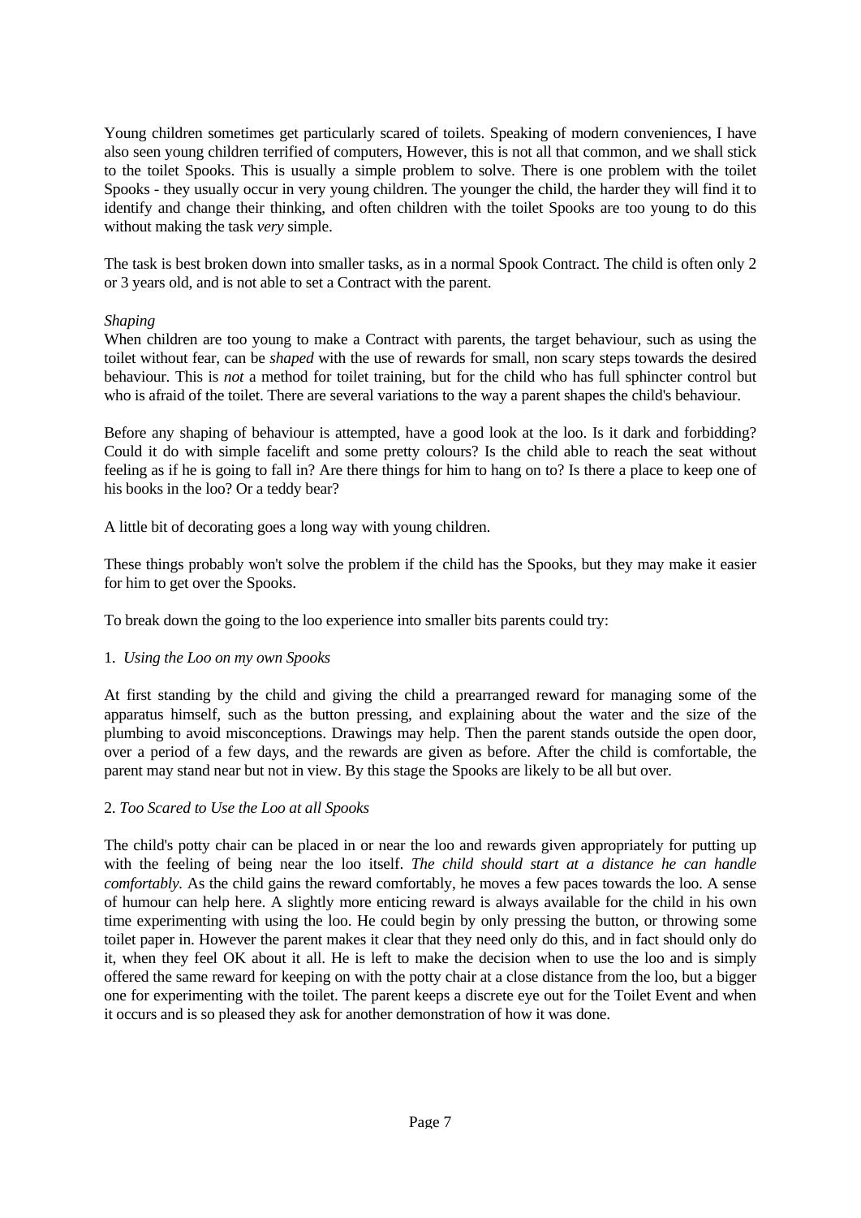Young children sometimes get particularly scared of toilets. Speaking of modern conveniences, I have also seen young children terrified of computers, However, this is not all that common, and we shall stick to the toilet Spooks. This is usually a simple problem to solve. There is one problem with the toilet Spooks - they usually occur in very young children. The younger the child, the harder they will find it to identify and change their thinking, and often children with the toilet Spooks are too young to do this without making the task *very* simple.

The task is best broken down into smaller tasks, as in a normal Spook Contract. The child is often only 2 or 3 years old, and is not able to set a Contract with the parent.

*Shaping*

When children are too young to make a Contract with parents, the target behaviour, such as using the toilet without fear, can be *shaped* with the use of rewards for small, non scary steps towards the desired behaviour. This is *not* a method for toilet training, but for the child who has full sphincter control but who is afraid of the toilet. There are several variations to the way a parent shapes the child's behaviour.

Before any shaping of behaviour is attempted, have a good look at the loo. Is it dark and forbidding? Could it do with simple facelift and some pretty colours? Is the child able to reach the seat without feeling as if he is going to fall in? Are there things for him to hang on to? Is there a place to keep one of his books in the loo? Or a teddy bear?

A little bit of decorating goes a long way with young children.

These things probably won't solve the problem if the child has the Spooks, but they may make it easier for him to get over the Spooks.

To break down the going to the loo experience into smaller bits parents could try:

1. *Using the Loo on my own Spooks*

At first standing by the child and giving the child a prearranged reward for managing some of the apparatus himself, such as the button pressing, and explaining about the water and the size of the plumbing to avoid misconceptions. Drawings may help. Then the parent stands outside the open door, over a period of a few days, and the rewards are given as before. After the child is comfortable, the parent may stand near but not in view. By this stage the Spooks are likely to be all but over.

2. *Too Scared to Use the Loo at all Spooks*

The child's potty chair can be placed in or near the loo and rewards given appropriately for putting up with the feeling of being near the loo itself. *The child should start at a distance he can handle comfortably.* As the child gains the reward comfortably, he moves a few paces towards the loo. A sense of humour can help here. A slightly more enticing reward is always available for the child in his own time experimenting with using the loo. He could begin by only pressing the button, or throwing some toilet paper in. However the parent makes it clear that they need only do this, and in fact should only do it, when they feel OK about it all. He is left to make the decision when to use the loo and is simply offered the same reward for keeping on with the potty chair at a close distance from the loo, but a bigger one for experimenting with the toilet. The parent keeps a discrete eye out for the Toilet Event and when it occurs and is so pleased they ask for another demonstration of how it was done.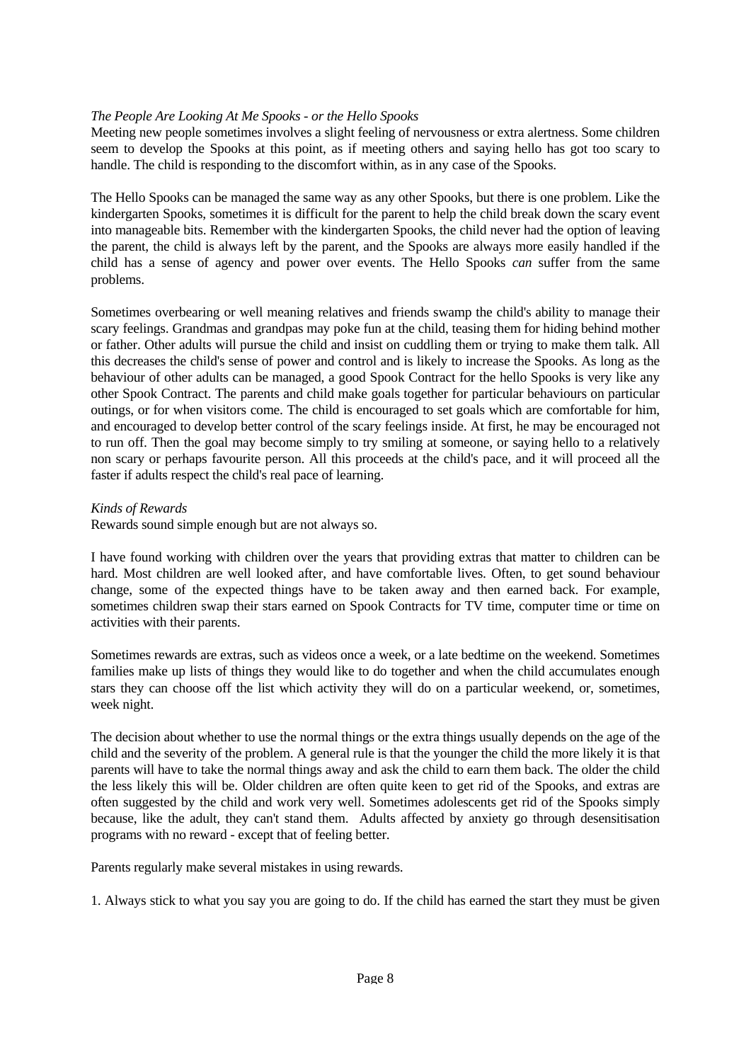*The People Are Looking At Me Spooks - or the Hello Spooks*

Meeting new people sometimes involves a slight feeling of nervousness or extra alertness. Some children seem to develop the Spooks at this point, as if meeting others and saying hello has got too scary to handle. The child is responding to the discomfort within, as in any case of the Spooks.

The Hello Spooks can be managed the same way as any other Spooks, but there is one problem. Like the kindergarten Spooks, sometimes it is difficult for the parent to help the child break down the scary event into manageable bits. Remember with the kindergarten Spooks, the child never had the option of leaving the parent, the child is always left by the parent, and the Spooks are always more easily handled if the child has a sense of agency and power over events. The Hello Spooks *can* suffer from the same problems.

Sometimes overbearing or well meaning relatives and friends swamp the child's ability to manage their scary feelings. Grandmas and grandpas may poke fun at the child, teasing them for hiding behind mother or father. Other adults will pursue the child and insist on cuddling them or trying to make them talk. All this decreases the child's sense of power and control and is likely to increase the Spooks. As long as the behaviour of other adults can be managed, a good Spook Contract for the hello Spooks is very like any other Spook Contract. The parents and child make goals together for particular behaviours on particular outings, or for when visitors come. The child is encouraged to set goals which are comfortable for him, and encouraged to develop better control of the scary feelings inside. At first, he may be encouraged not to run off. Then the goal may become simply to try smiling at someone, or saying hello to a relatively non scary or perhaps favourite person. All this proceeds at the child's pace, and it will proceed all the faster if adults respect the child's real pace of learning.

*Kinds of Rewards*

Rewards sound simple enough but are not always so.

I have found working with children over the years that providing extras that matter to children can be hard. Most children are well looked after, and have comfortable lives. Often, to get sound behaviour change, some of the expected things have to be taken away and then earned back. For example, sometimes children swap their stars earned on Spook Contracts for TV time, computer time or time on activities with their parents.

Sometimes rewards are extras, such as videos once a week, or a late bedtime on the weekend. Sometimes families make up lists of things they would like to do together and when the child accumulates enough stars they can choose off the list which activity they will do on a particular weekend, or, sometimes, week night.

The decision about whether to use the normal things or the extra things usually depends on the age of the child and the severity of the problem. A general rule is that the younger the child the more likely it is that parents will have to take the normal things away and ask the child to earn them back. The older the child the less likely this will be. Older children are often quite keen to get rid of the Spooks, and extras are often suggested by the child and work very well. Sometimes adolescents get rid of the Spooks simply because, like the adult, they can't stand them. Adults affected by anxiety go through desensitisation programs with no reward - except that of feeling better.

Parents regularly make several mistakes in using rewards.

1. Always stick to what you say you are going to do. If the child has earned the start they must be given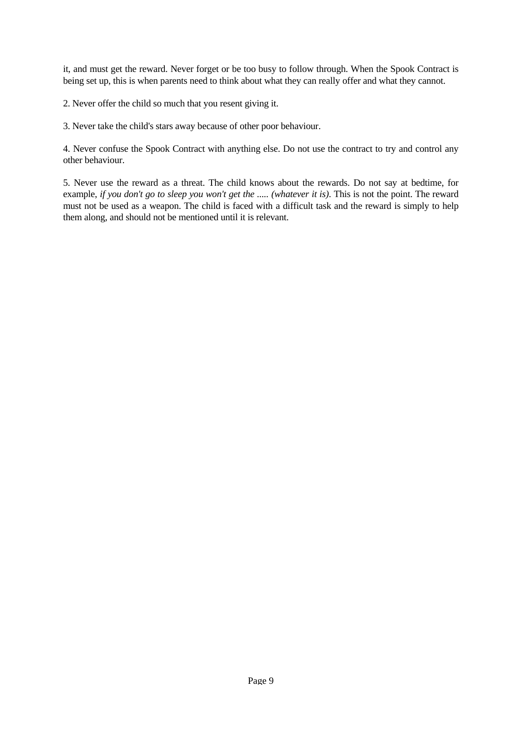it, and must get the reward. Never forget or be too busy to follow through. When the Spook Contract is being set up, this is when parents need to think about what they can really offer and what they cannot.

2. Never offer the child so much that you resent giving it.

3. Never take the child's stars away because of other poor behaviour.

4. Never confuse the Spook Contract with anything else. Do not use the contract to try and control any other behaviour.

5. Never use the reward as a threat. The child knows about the rewards. Do not say at bedtime, for example, *if you don't go to sleep you won't get the ..... (whatever it is)*. This is not the point. The reward must not be used as a weapon. The child is faced with a difficult task and the reward is simply to help them along, and should not be mentioned until it is relevant.